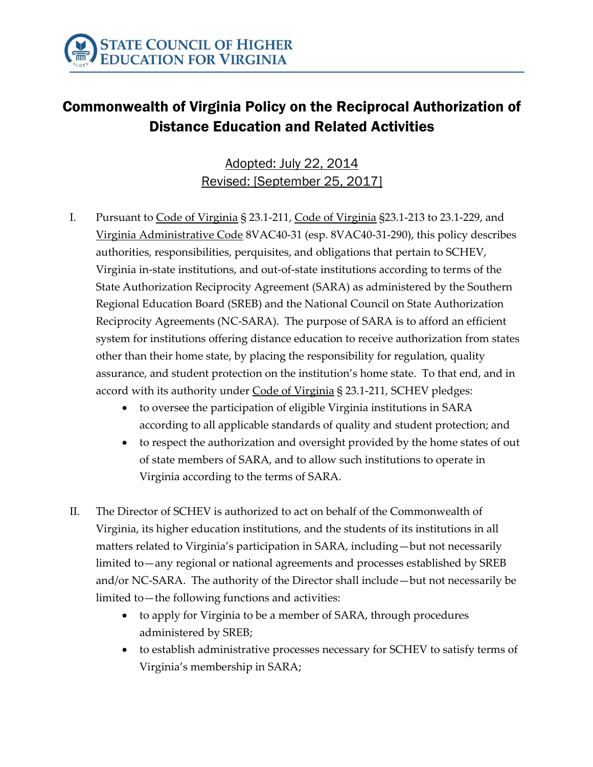STATE COUNCIL OF HIGHER EDUCATION FOR VIRGINIA

# Commonwealth of Virginia Policy on the Reciprocal Authorization of Distance Education and Related Activities

Adopted: July 22, 2014
Revised: [September 25, 2017]

I. Pursuant to Code of Virginia § 23.1-211, Code of Virginia §23.1-213 to 23.1-229, and Virginia Administrative Code 8VAC40-31 (esp. 8VAC40-31-290), this policy describes authorities, responsibilities, perquisites, and obligations that pertain to SCHEV, Virginia in-state institutions, and out-of-state institutions according to terms of the State Authorization Reciprocity Agreement (SARA) as administered by the Southern Regional Education Board (SREB) and the National Council on State Authorization Reciprocity Agreements (NC-SARA). The purpose of SARA is to afford an efficient system for institutions offering distance education to receive authorization from states other than their home state, by placing the responsibility for regulation, quality assurance, and student protection on the institution's home state. To that end, and in accord with its authority under Code of Virginia § 23.1-211, SCHEV pledges:
   - to oversee the participation of eligible Virginia institutions in SARA according to all applicable standards of quality and student protection; and
   - to respect the authorization and oversight provided by the home states of out of state members of SARA, and to allow such institutions to operate in Virginia according to the terms of SARA.

II. The Director of SCHEV is authorized to act on behalf of the Commonwealth of Virginia, its higher education institutions, and the students of its institutions in all matters related to Virginia's participation in SARA, including—but not necessarily limited to—any regional or national agreements and processes established by SREB and/or NC-SARA. The authority of the Director shall include—but not necessarily be limited to—the following functions and activities:
   - to apply for Virginia to be a member of SARA, through procedures administered by SREB;
   - to establish administrative processes necessary for SCHEV to satisfy terms of Virginia's membership in SARA;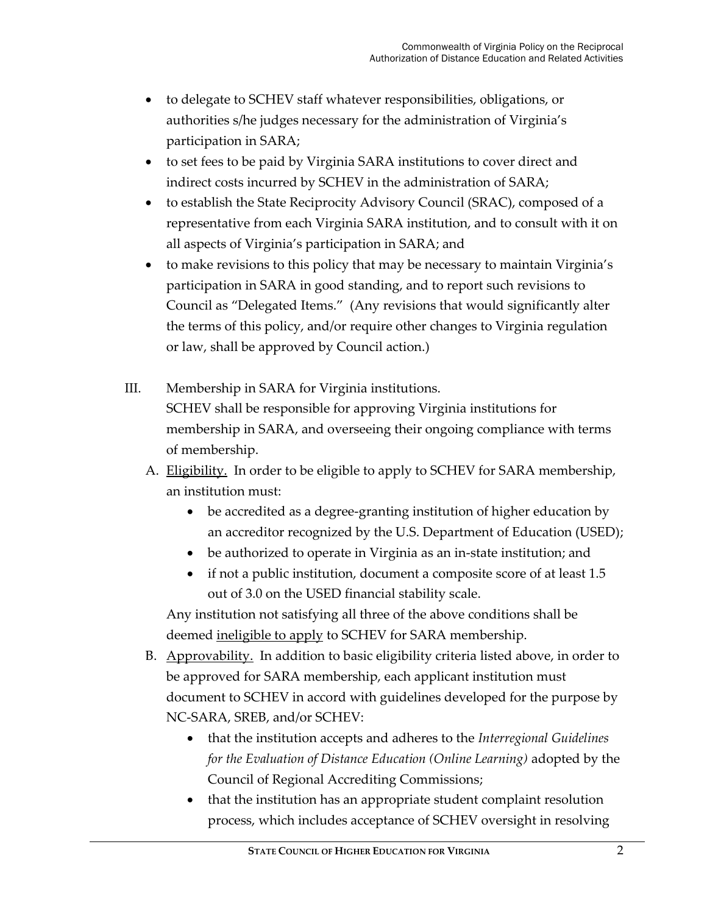- to delegate to SCHEV staff whatever responsibilities, obligations, or authorities s/he judges necessary for the administration of Virginia's participation in SARA;
- to set fees to be paid by Virginia SARA institutions to cover direct and indirect costs incurred by SCHEV in the administration of SARA;
- to establish the State Reciprocity Advisory Council (SRAC), composed of a representative from each Virginia SARA institution, and to consult with it on all aspects of Virginia's participation in SARA; and
- to make revisions to this policy that may be necessary to maintain Virginia's participation in SARA in good standing, and to report such revisions to Council as "Delegated Items." (Any revisions that would significantly alter the terms of this policy, and/or require other changes to Virginia regulation or law, shall be approved by Council action.)

III. Membership in SARA for Virginia institutions.

SCHEV shall be responsible for approving Virginia institutions for membership in SARA, and overseeing their ongoing compliance with terms of membership.

A. Eligibility. In order to be eligible to apply to SCHEV for SARA membership, an institution must:

- be accredited as a degree-granting institution of higher education by an accreditor recognized by the U.S. Department of Education (USED);
- be authorized to operate in Virginia as an in-state institution; and
- if not a public institution, document a composite score of at least 1.5 out of 3.0 on the USED financial stability scale.

Any institution not satisfying all three of the above conditions shall be deemed ineligible to apply to SCHEV for SARA membership.

B. Approvability. In addition to basic eligibility criteria listed above, in order to be approved for SARA membership, each applicant institution must document to SCHEV in accord with guidelines developed for the purpose by NC-SARA, SREB, and/or SCHEV:

- that the institution accepts and adheres to the *Interregional Guidelines for the Evaluation of Distance Education (Online Learning)* adopted by the Council of Regional Accrediting Commissions;
- that the institution has an appropriate student complaint resolution process, which includes acceptance of SCHEV oversight in resolving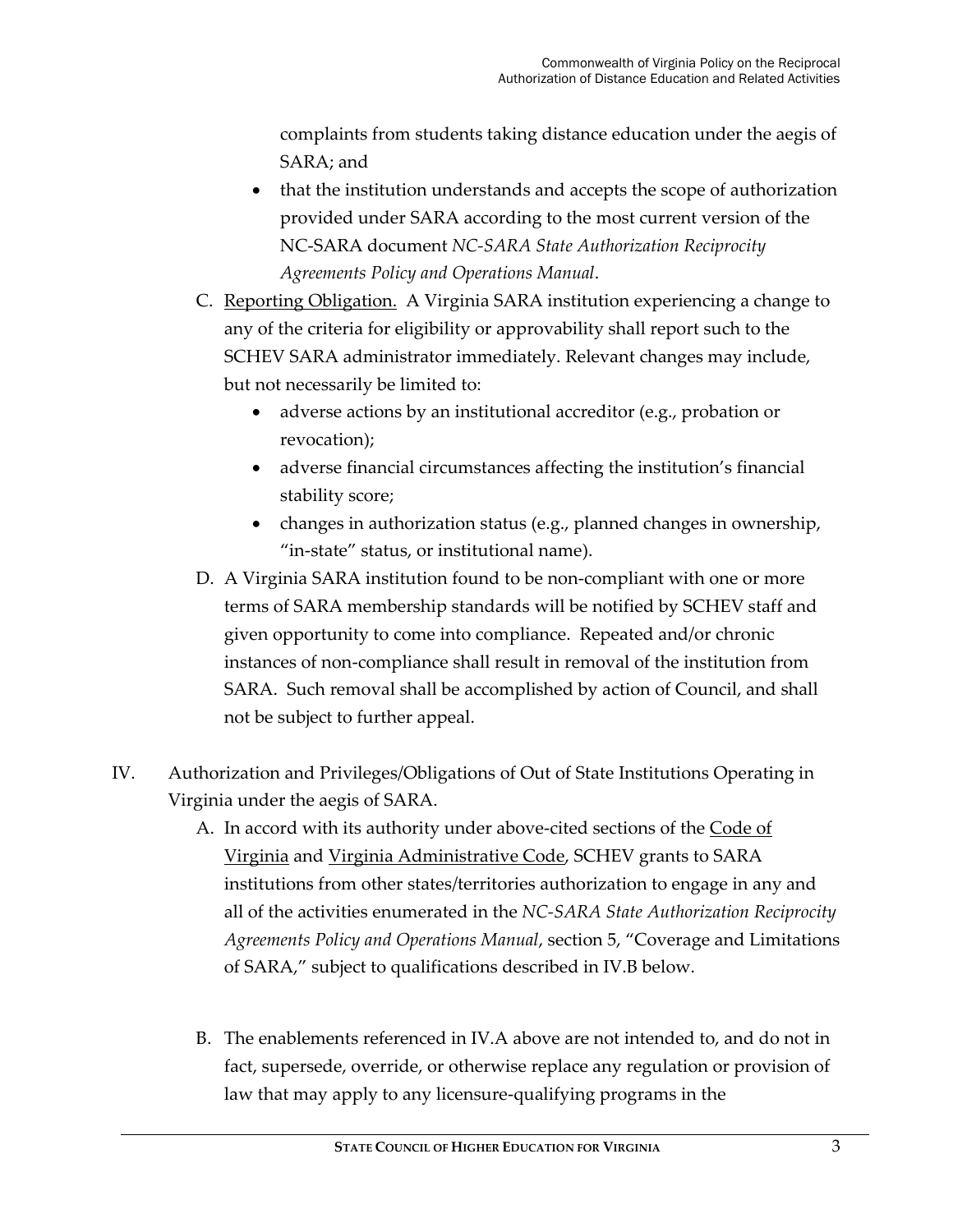complaints from students taking distance education under the aegis of SARA; and

- that the institution understands and accepts the scope of authorization provided under SARA according to the most current version of the NC-SARA document *NC-SARA State Authorization Reciprocity Agreements Policy and Operations Manual*.

C. Reporting Obligation. A Virginia SARA institution experiencing a change to any of the criteria for eligibility or approvability shall report such to the SCHEV SARA administrator immediately. Relevant changes may include, but not necessarily be limited to:

- adverse actions by an institutional accreditor (e.g., probation or revocation);
- adverse financial circumstances affecting the institution's financial stability score;
- changes in authorization status (e.g., planned changes in ownership, "in-state" status, or institutional name).

D. A Virginia SARA institution found to be non-compliant with one or more terms of SARA membership standards will be notified by SCHEV staff and given opportunity to come into compliance. Repeated and/or chronic instances of non-compliance shall result in removal of the institution from SARA. Such removal shall be accomplished by action of Council, and shall not be subject to further appeal.

IV. Authorization and Privileges/Obligations of Out of State Institutions Operating in Virginia under the aegis of SARA.

A. In accord with its authority under above-cited sections of the Code of Virginia and Virginia Administrative Code, SCHEV grants to SARA institutions from other states/territories authorization to engage in any and all of the activities enumerated in the *NC-SARA State Authorization Reciprocity Agreements Policy and Operations Manual*, section 5, "Coverage and Limitations of SARA," subject to qualifications described in IV.B below.

B. The enablements referenced in IV.A above are not intended to, and do not in fact, supersede, override, or otherwise replace any regulation or provision of law that may apply to any licensure-qualifying programs in the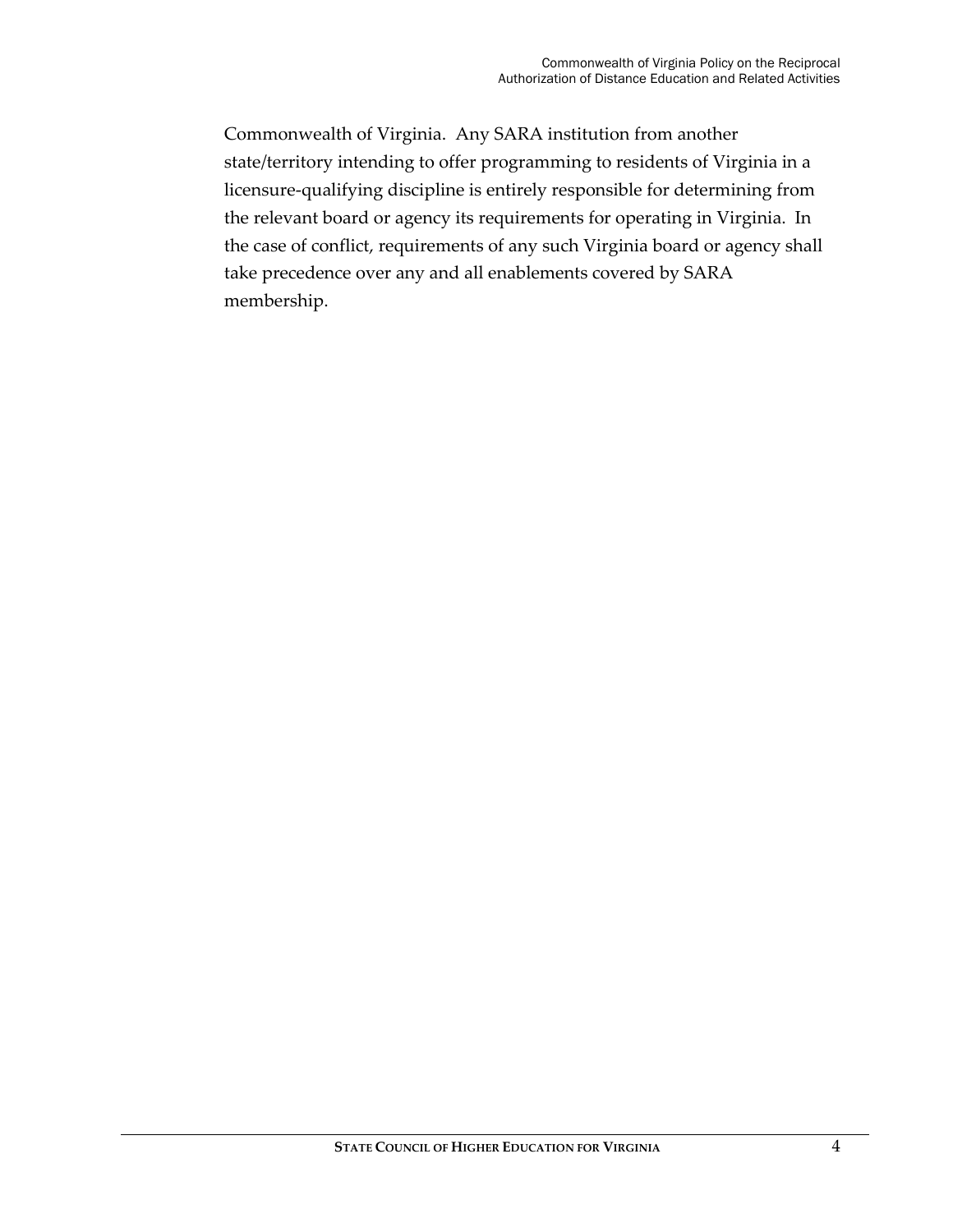Commonwealth of Virginia. Any SARA institution from another state/territory intending to offer programming to residents of Virginia in a licensure-qualifying discipline is entirely responsible for determining from the relevant board or agency its requirements for operating in Virginia. In the case of conflict, requirements of any such Virginia board or agency shall take precedence over any and all enablements covered by SARA membership.